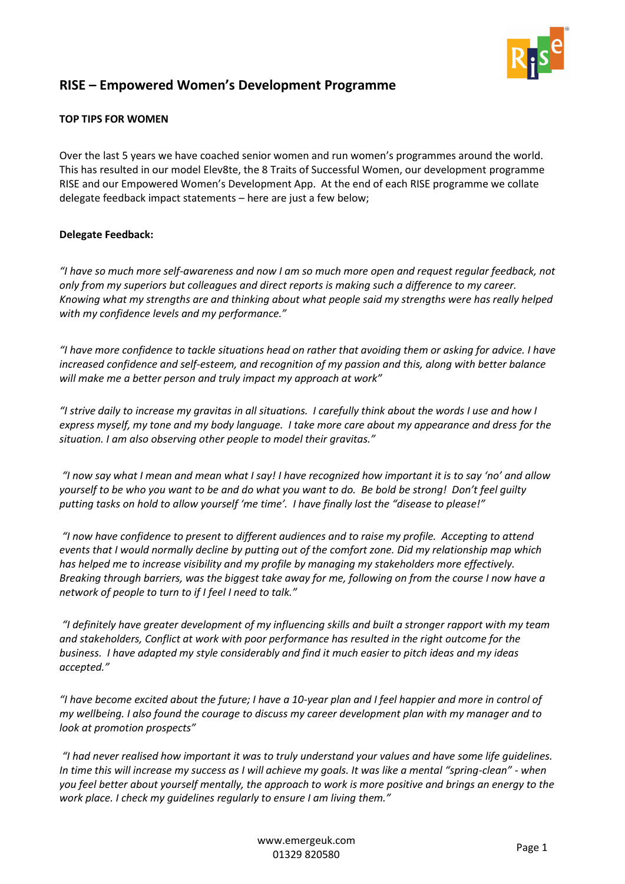# RISE – Empowered Women's Development Programme

**TOP TIPS FOR WOMEN**

Over the last 5 years we have coached senior women and run women's programmes around the world. This has resulted in our model Elev8te, the 8 Traits of Successful Women, our development programme RISE and our Empowered Women's Development App. At the end of each RISE programme we collate delegate feedback impact statements – here are just a few below;

**Delegate Feedback:**

*"I have so much more self-awareness and now I am so much more open and request regular feedback, not only from my superiors but colleagues and direct reports is making such a difference to my career. Knowing what my strengths are and thinking about what people said my strengths were has really helped with my confidence levels and my performance."*

*"I have more confidence to tackle situations head on rather that avoiding them or asking for advice. I have increased confidence and self-esteem, and recognition of my passion and this, along with better balance will make me a better person and truly impact my approach at work"*

*"I strive daily to increase my gravitas in all situations. I carefully think about the words I use and how I express myself, my tone and my body language. I take more care about my appearance and dress for the situation. I am also observing other people to model their gravitas."*

*"I now say what I mean and mean what I say! I have recognized how important it is to say 'no' and allow yourself to be who you want to be and do what you want to do. Be bold be strong! Don't feel guilty putting tasks on hold to allow yourself 'me time'. I have finally lost the "disease to please!"*

*"I now have confidence to present to different audiences and to raise my profile. Accepting to attend events that I would normally decline by putting out of the comfort zone. Did my relationship map which has helped me to increase visibility and my profile by managing my stakeholders more effectively. Breaking through barriers, was the biggest take away for me, following on from the course I now have a network of people to turn to if I feel I need to talk."*

*"I definitely have greater development of my influencing skills and built a stronger rapport with my team and stakeholders, Conflict at work with poor performance has resulted in the right outcome for the business. I have adapted my style considerably and find it much easier to pitch ideas and my ideas accepted."*

*"I have become excited about the future; I have a 10-year plan and I feel happier and more in control of my wellbeing. I also found the courage to discuss my career development plan with my manager and to look at promotion prospects"*

*"I had never realised how important it was to truly understand your values and have some life guidelines. In time this will increase my success as I will achieve my goals. It was like a mental "spring-clean" - when you feel better about yourself mentally, the approach to work is more positive and brings an energy to the work place. I check my guidelines regularly to ensure I am living them."*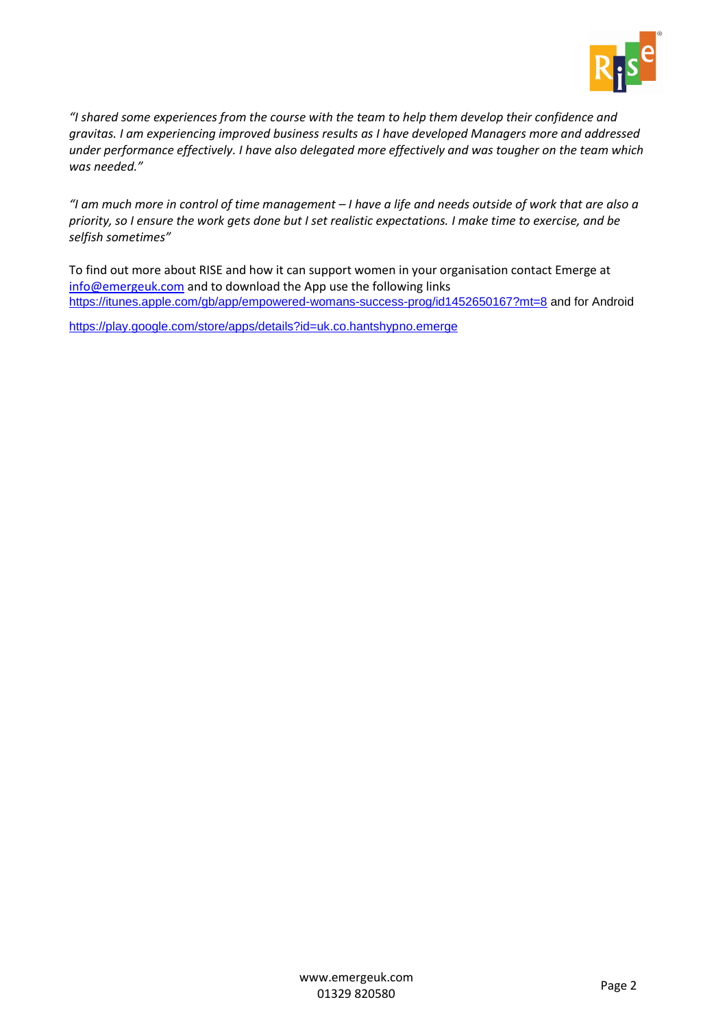*"I shared some experiences from the course with the team to help them develop their confidence and gravitas. I am experiencing improved business results as I have developed Managers more and addressed under performance effectively. I have also delegated more effectively and was tougher on the team which was needed."*

*"I am much more in control of time management – I have a life and needs outside of work that are also a priority, so I ensure the work gets done but I set realistic expectations. I make time to exercise, and be selfish sometimes"*

To find out more about RISE and how it can support women in your organisation contact Emerge at info@emergeuk.com and to download the App use the following links https://itunes.apple.com/gb/app/empowered-womans-success-prog/id1452650167?mt=8 and for Android

https://play.google.com/store/apps/details?id=uk.co.hantshypno.emerge